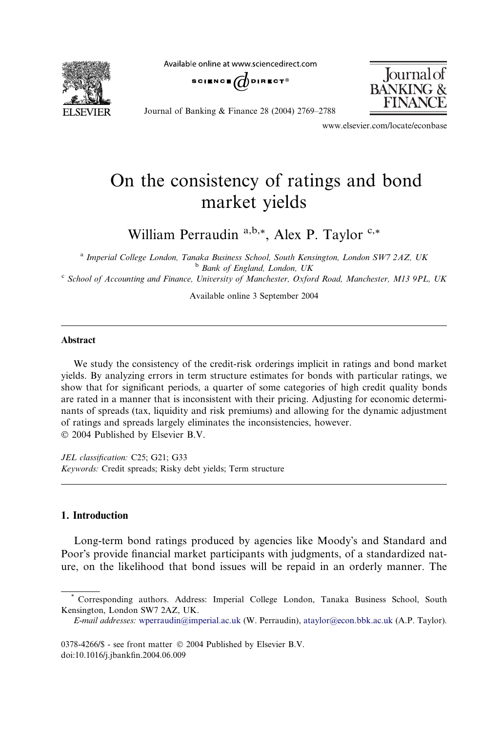# On the consistency of ratings and bond market yields

William Perraudin [a,b,*], Alex P. Taylor [c,*]

[a] Imperial College London, Tanaka Business School, South Kensington, London SW7 2AZ, UK
[b] Bank of England, London, UK
[c] School of Accounting and Finance, University of Manchester, Oxford Road, Manchester, M13 9PL, UK

Available online 3 September 2004

## Abstract

We study the consistency of the credit-risk orderings implicit in ratings and bond market yields. By analyzing errors in term structure estimates for bonds with particular ratings, we show that for significant periods, a quarter of some categories of high credit quality bonds are rated in a manner that is inconsistent with their pricing. Adjusting for economic determinants of spreads (tax, liquidity and risk premiums) and allowing for the dynamic adjustment of ratings and spreads largely eliminates the inconsistencies, however.
© 2004 Published by Elsevier B.V.

*JEL classification:* C25; G21; G33
*Keywords:* Credit spreads; Risky debt yields; Term structure

## 1. Introduction

Long-term bond ratings produced by agencies like Moody's and Standard and Poor's provide financial market participants with judgments, of a standardized nature, on the likelihood that bond issues will be repaid in an orderly manner. The

---

* Corresponding authors. Address: Imperial College London, Tanaka Business School, South Kensington, London SW7 2AZ, UK.
*E-mail addresses:* wperraudin@imperial.ac.uk (W. Perraudin), ataylor@econ.bbk.ac.uk (A.P. Taylor).

0378-4266/$ - see front matter © 2004 Published by Elsevier B.V.
doi:10.1016/j.jbankfin.2004.06.009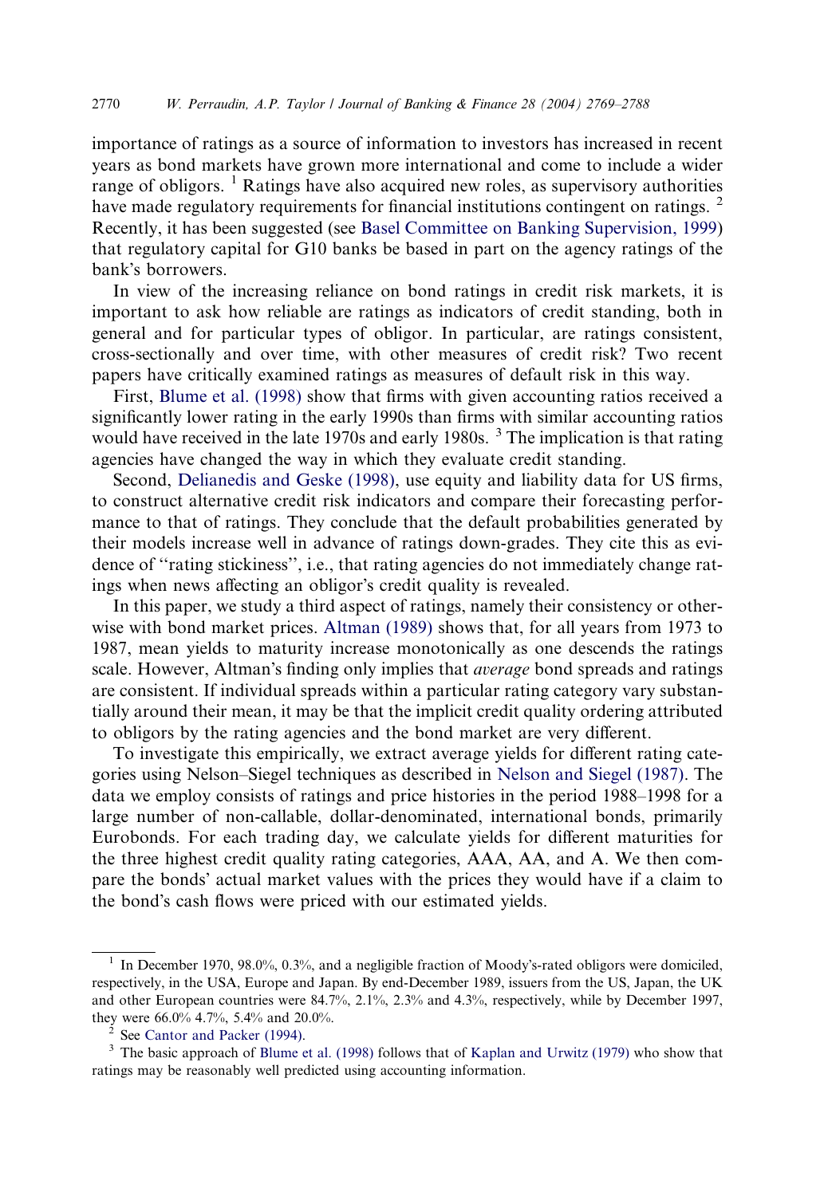importance of ratings as a source of information to investors has increased in recent years as bond markets have grown more international and come to include a wider range of obligors. [1] Ratings have also acquired new roles, as supervisory authorities have made regulatory requirements for financial institutions contingent on ratings. [2] Recently, it has been suggested (see Basel Committee on Banking Supervision, 1999) that regulatory capital for G10 banks be based in part on the agency ratings of the bank's borrowers.

In view of the increasing reliance on bond ratings in credit risk markets, it is important to ask how reliable are ratings as indicators of credit standing, both in general and for particular types of obligor. In particular, are ratings consistent, cross-sectionally and over time, with other measures of credit risk? Two recent papers have critically examined ratings as measures of default risk in this way.

First, Blume et al. (1998) show that firms with given accounting ratios received a significantly lower rating in the early 1990s than firms with similar accounting ratios would have received in the late 1970s and early 1980s. [3] The implication is that rating agencies have changed the way in which they evaluate credit standing.

Second, Delianedis and Geske (1998), use equity and liability data for US firms, to construct alternative credit risk indicators and compare their forecasting performance to that of ratings. They conclude that the default probabilities generated by their models increase well in advance of ratings down-grades. They cite this as evidence of "rating stickiness", i.e., that rating agencies do not immediately change ratings when news affecting an obligor's credit quality is revealed.

In this paper, we study a third aspect of ratings, namely their consistency or otherwise with bond market prices. Altman (1989) shows that, for all years from 1973 to 1987, mean yields to maturity increase monotonically as one descends the ratings scale. However, Altman's finding only implies that *average* bond spreads and ratings are consistent. If individual spreads within a particular rating category vary substantially around their mean, it may be that the implicit credit quality ordering attributed to obligors by the rating agencies and the bond market are very different.

To investigate this empirically, we extract average yields for different rating categories using Nelson–Siegel techniques as described in Nelson and Siegel (1987). The data we employ consists of ratings and price histories in the period 1988–1998 for a large number of non-callable, dollar-denominated, international bonds, primarily Eurobonds. For each trading day, we calculate yields for different maturities for the three highest credit quality rating categories, AAA, AA, and A. We then compare the bonds' actual market values with the prices they would have if a claim to the bond's cash flows were priced with our estimated yields.

---

[1] In December 1970, 98.0%, 0.3%, and a negligible fraction of Moody's-rated obligors were domiciled, respectively, in the USA, Europe and Japan. By end-December 1989, issuers from the US, Japan, the UK and other European countries were 84.7%, 2.1%, 2.3% and 4.3%, respectively, while by December 1997, they were 66.0% 4.7%, 5.4% and 20.0%.

[2] See Cantor and Packer (1994).

[3] The basic approach of Blume et al. (1998) follows that of Kaplan and Urwitz (1979) who show that ratings may be reasonably well predicted using accounting information.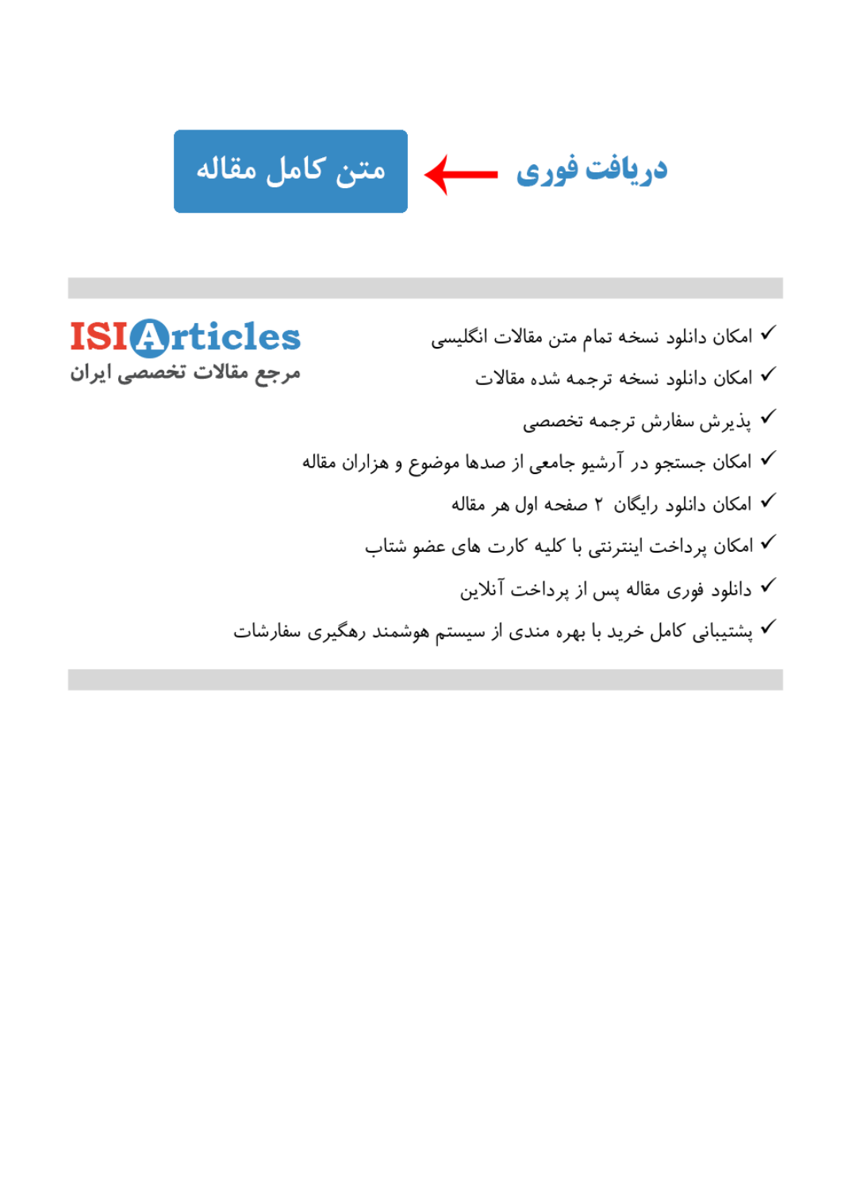دریافت فوری ← متن کامل مقاله

**ISIArticles**
مرجع مقالات تخصصی ایران

- ✓ امکان دانلود نسخه تمام متن مقالات انگلیسی
- ✓ امکان دانلود نسخه ترجمه شده مقالات
- ✓ پذیرش سفارش ترجمه تخصصی
- ✓ امکان جستجو در آرشیو جامعی از صدها موضوع و هزاران مقاله
- ✓ امکان دانلود رایگان ۲ صفحه اول هر مقاله
- ✓ امکان پرداخت اینترنتی با کلیه کارت های عضو شتاب
- ✓ دانلود فوری مقاله پس از پرداخت آنلاین
- ✓ پشتیبانی کامل خرید با بهره مندی از سیستم هوشمند رهگیری سفارشات